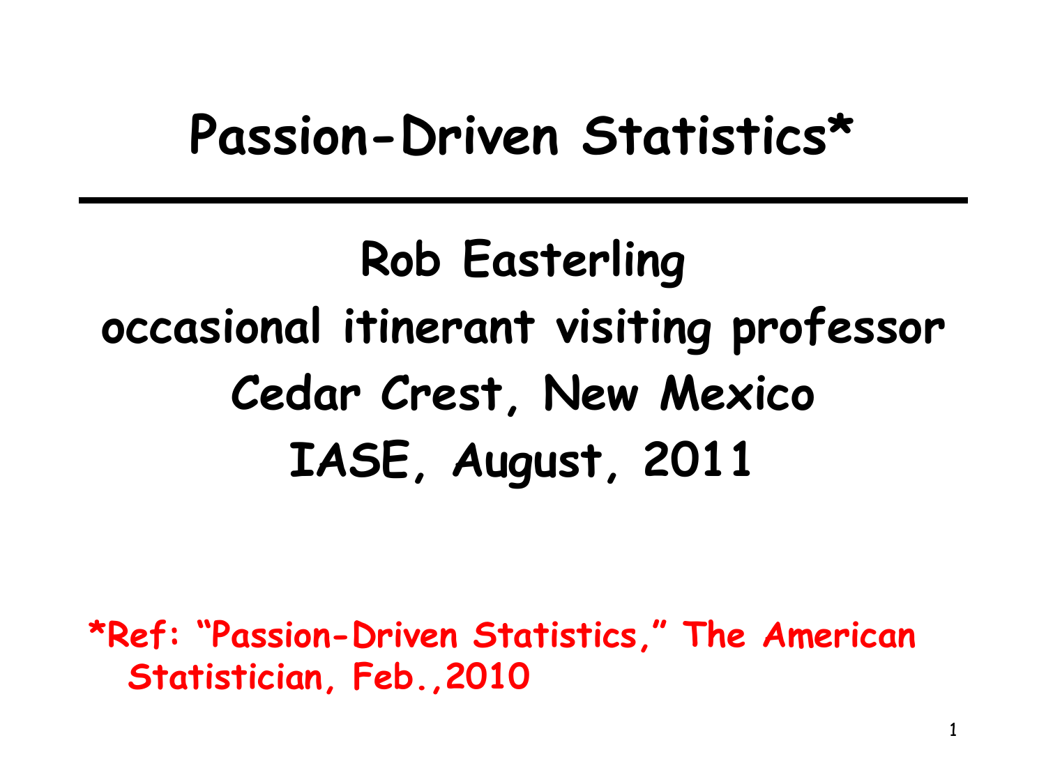# Passion-Driven Statistics*

Rob Easterling

occasional itinerant visiting professor

Cedar Crest, New Mexico

IASE, August, 2011

*Ref: "Passion-Driven Statistics," The American Statistician, Feb.,2010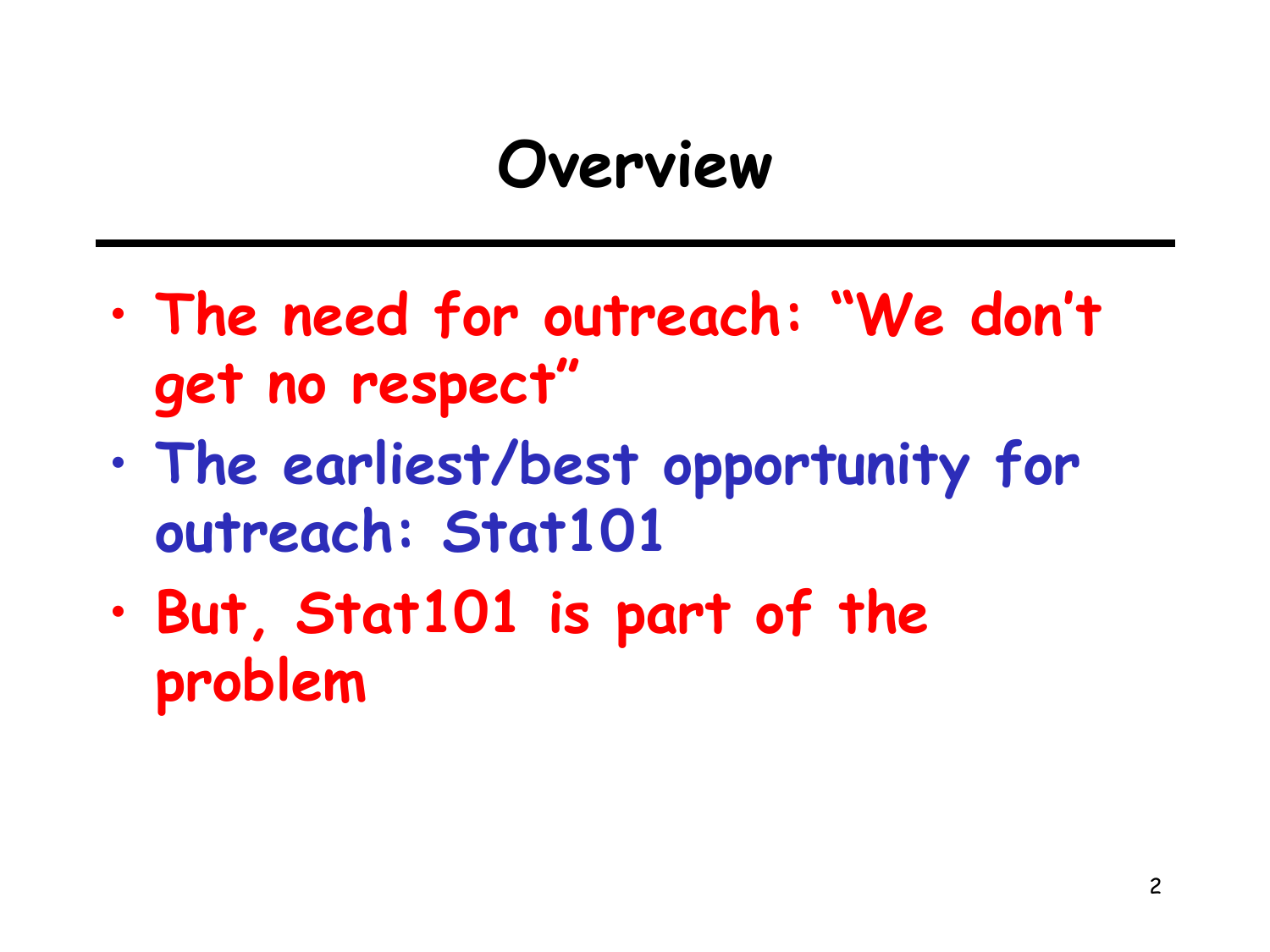# Overview

- The need for outreach: “We don’t get no respect”
- The earliest/best opportunity for outreach: Stat101
- But, Stat101 is part of the problem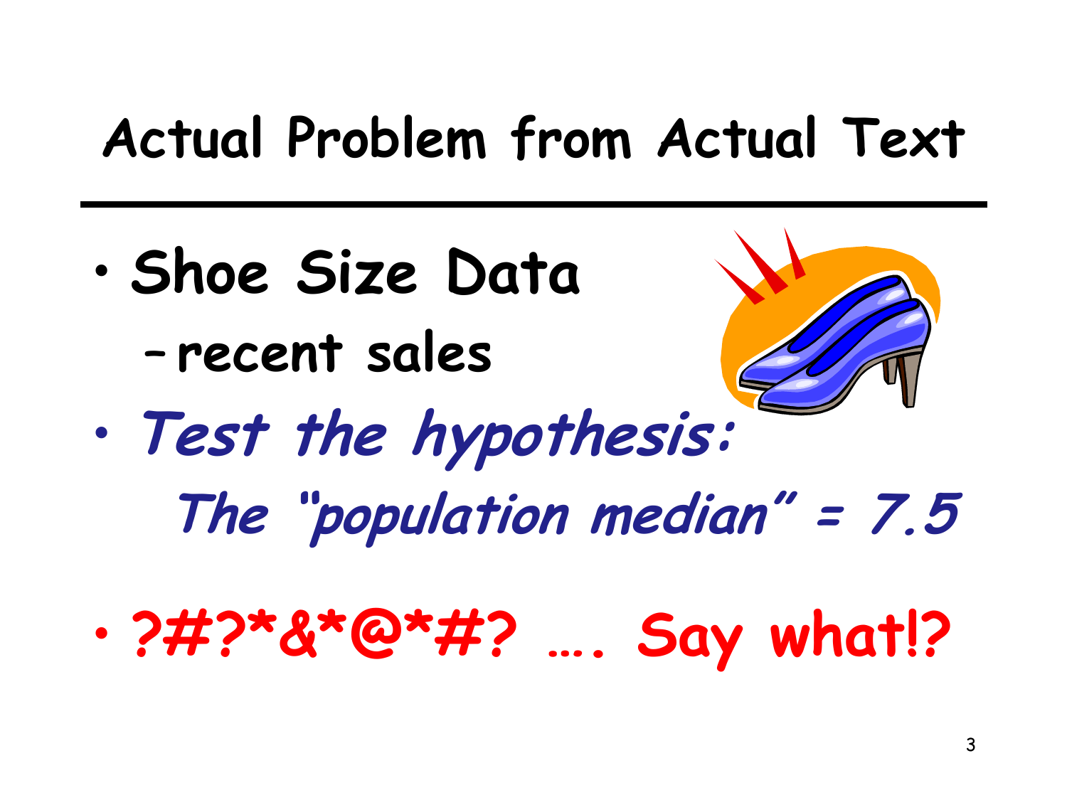# Actual Problem from Actual Text

- **Shoe Size Data**
  - **recent sales**
- ***Test the hypothesis:***
  ***The "population median" = 7.5***
- **?#?*&*@*#? …. Say what!?**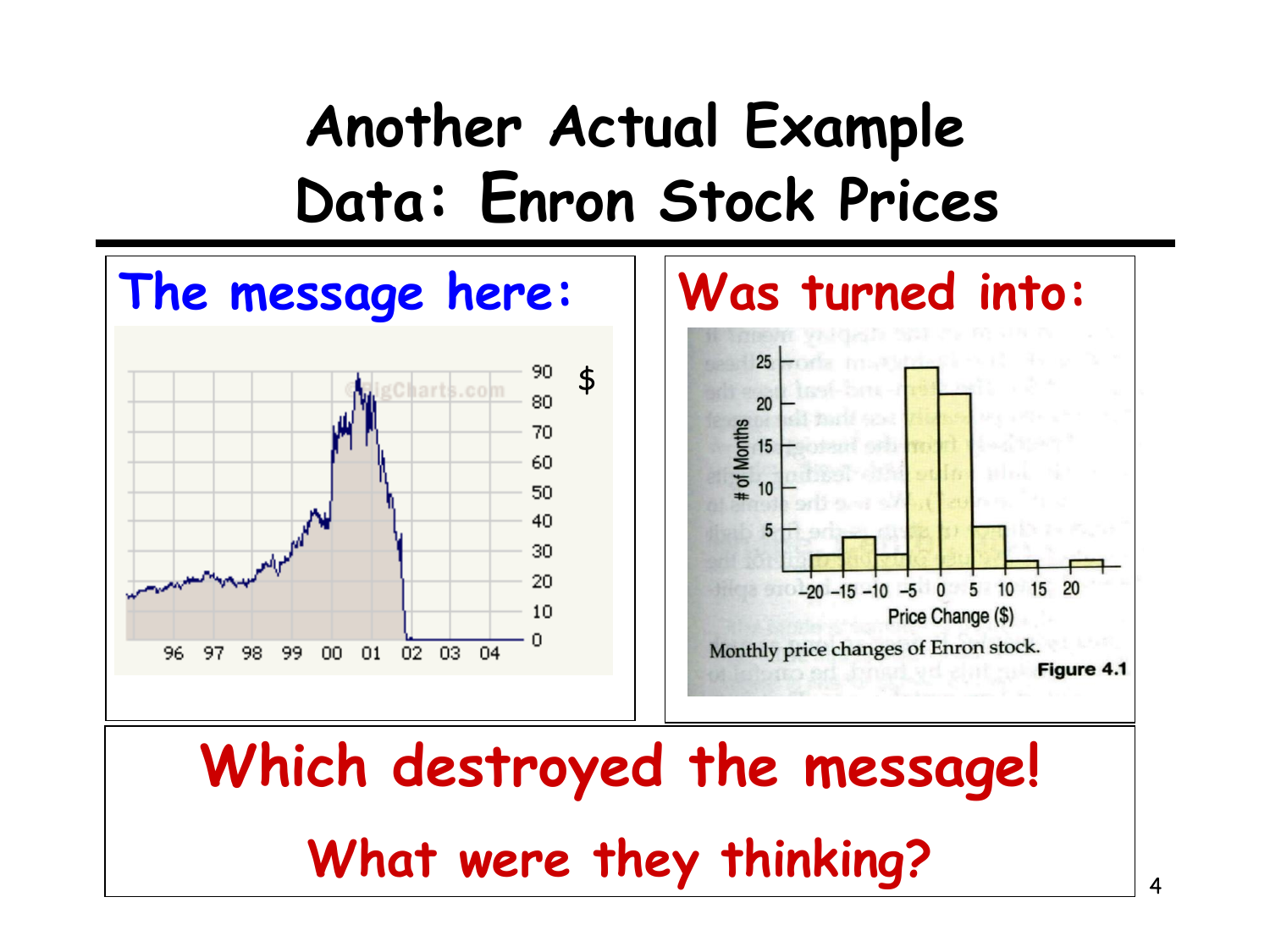# Another Actual Example
# Data: Enron Stock Prices

**The message here:**

BigCharts.com

$

90
80
70
60
50
40
30
20
10
0

96 97 98 99 00 01 02 03 04

**Was turned into:**

25
20
15
10
5

# of Months

−20 −15 −10 −5 0 5 10 15 20

Price Change ($)

Monthly price changes of Enron stock.

**Figure 4.1**

## Which destroyed the message!

### What were they thinking?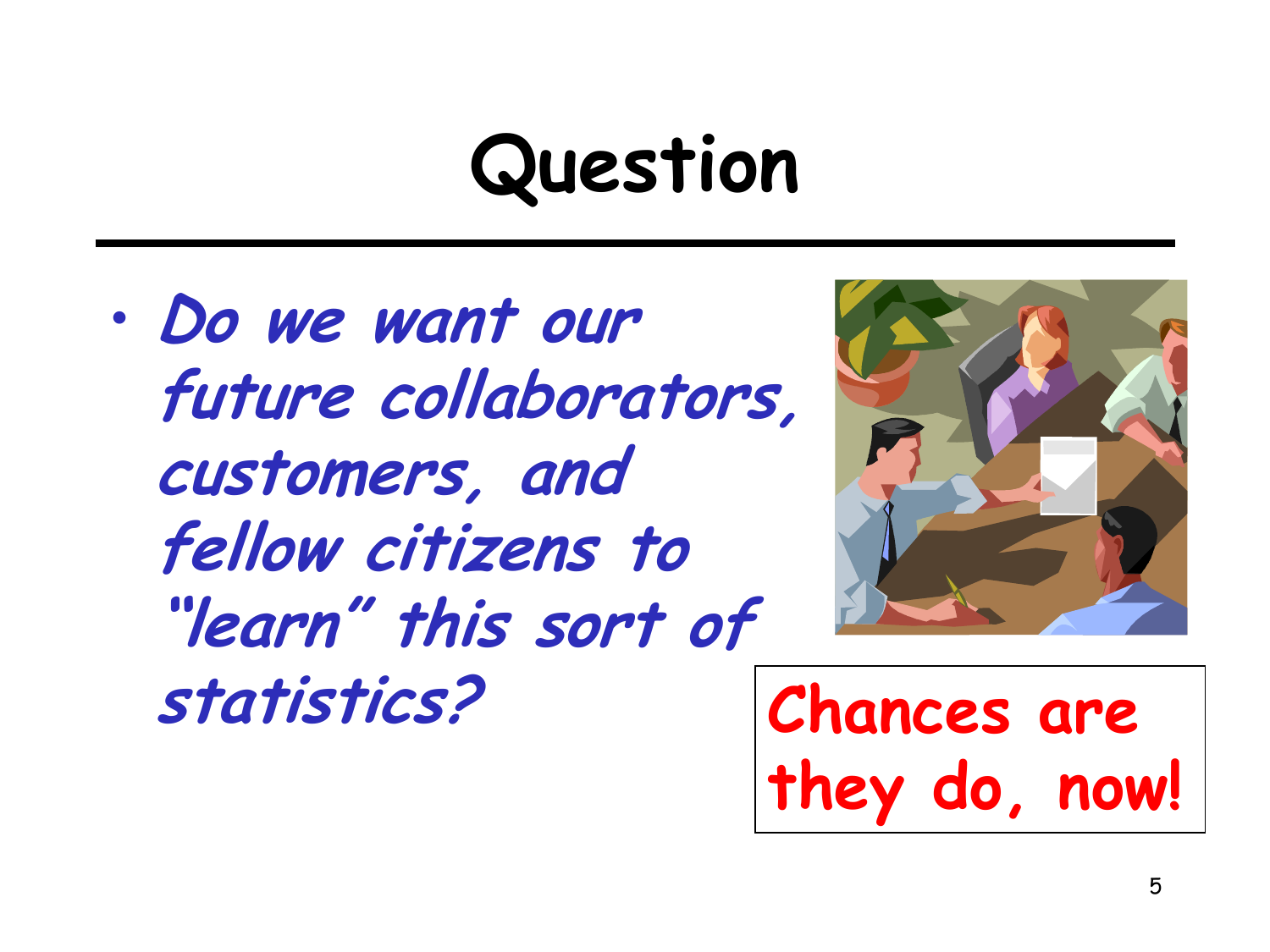# Question

- ***Do we want our future collaborators, customers, and fellow citizens to "learn" this sort of statistics?***

**Chances are they do, now!**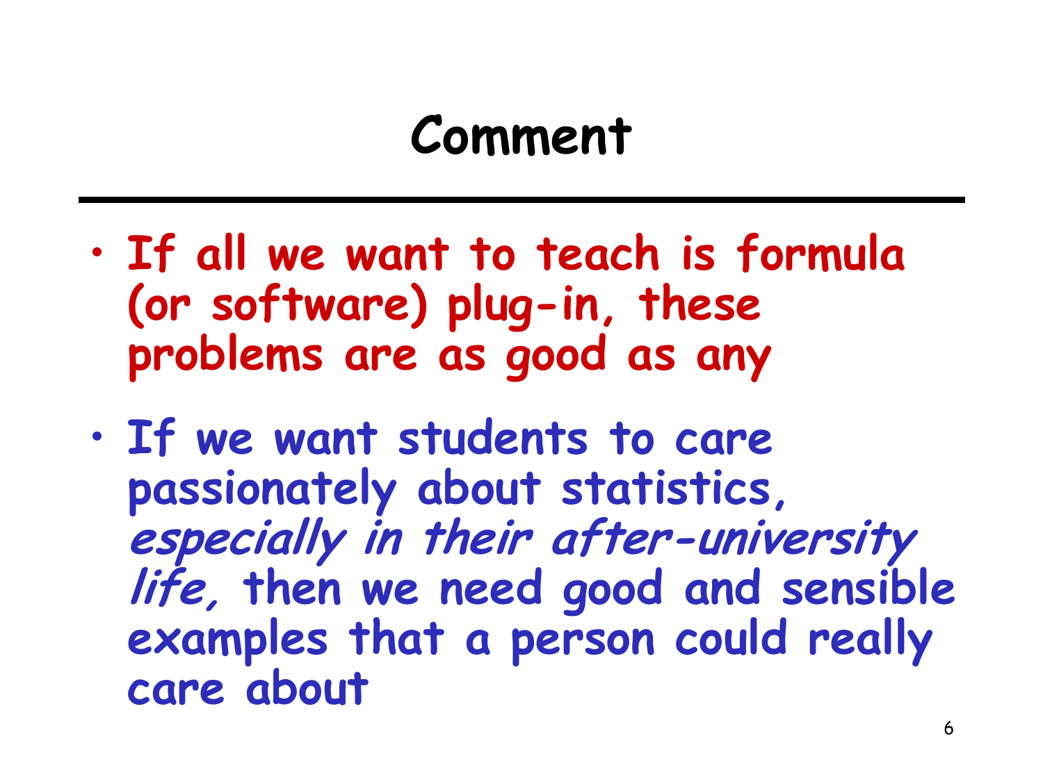# Comment

- **If all we want to teach is formula (or software) plug-in, these problems are as good as any**
- **If we want students to care passionately about statistics, *especially in their after-university life,* then we need good and sensible examples that a person could really care about**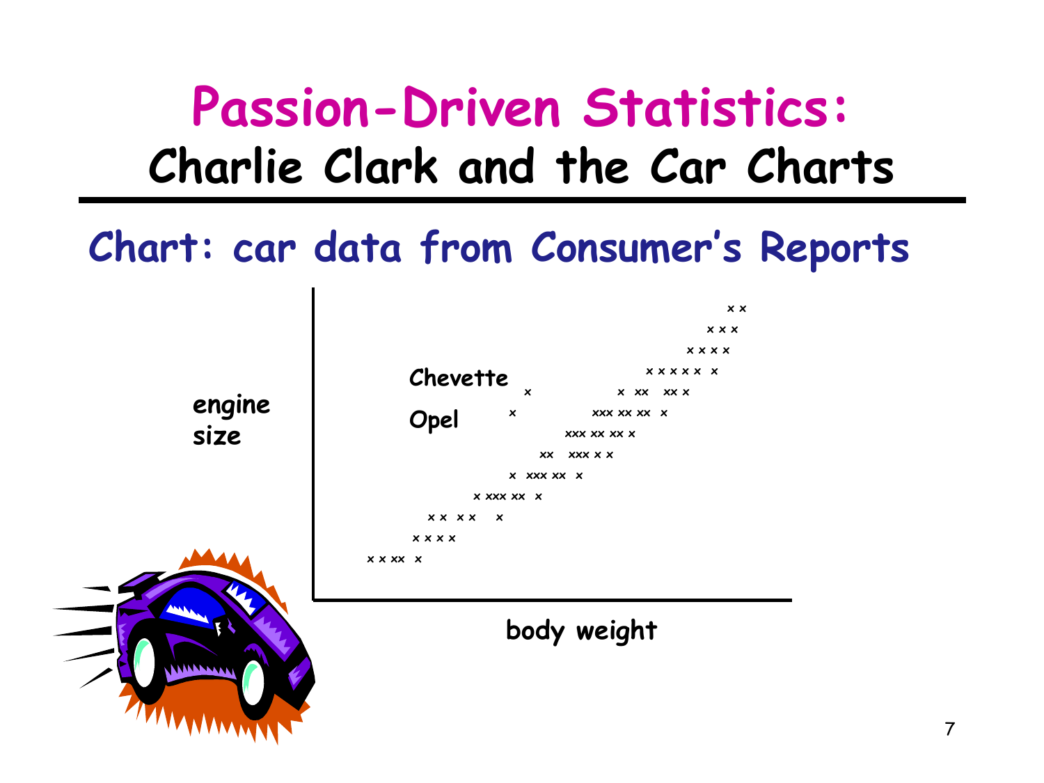# Passion-Driven Statistics:

## Charlie Clark and the Car Charts

### Chart: car data from Consumer's Reports

Chevette

Opel

engine size

body weight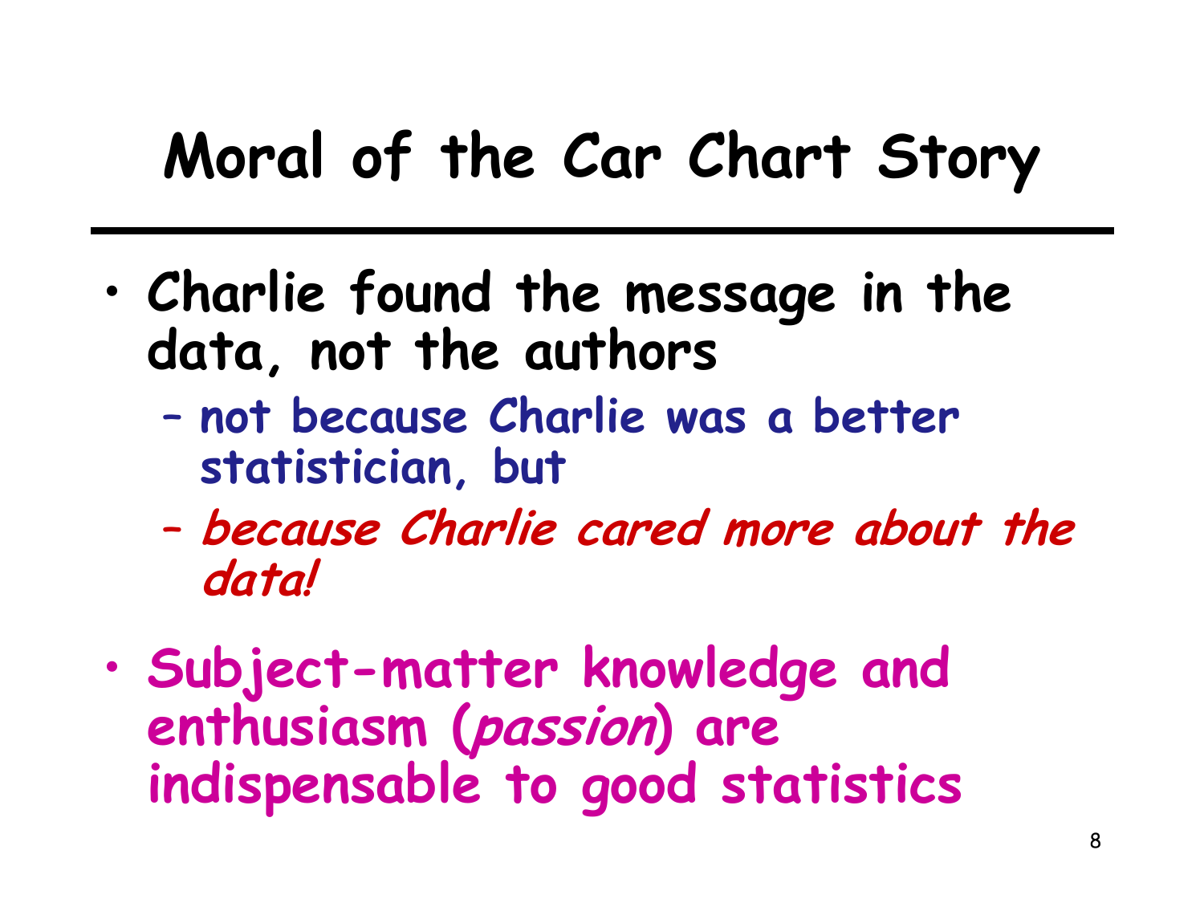# Moral of the Car Chart Story

- **Charlie found the message in the data, not the authors**
  - **not because Charlie was a better statistician, but**
  - ***because Charlie cared more about the data!***
- **Subject-matter knowledge and enthusiasm (*passion*) are indispensable to good statistics**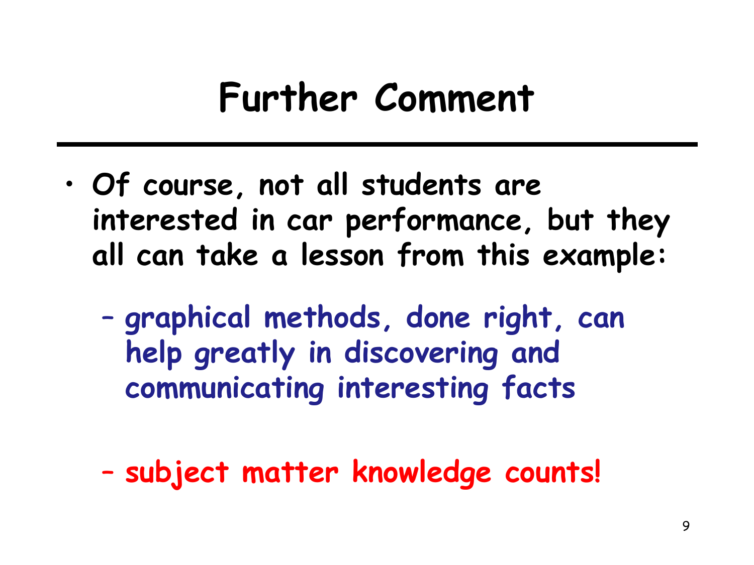# Further Comment

- Of course, not all students are interested in car performance, but they all can take a lesson from this example:
  - graphical methods, done right, can help greatly in discovering and communicating interesting facts
  - subject matter knowledge counts!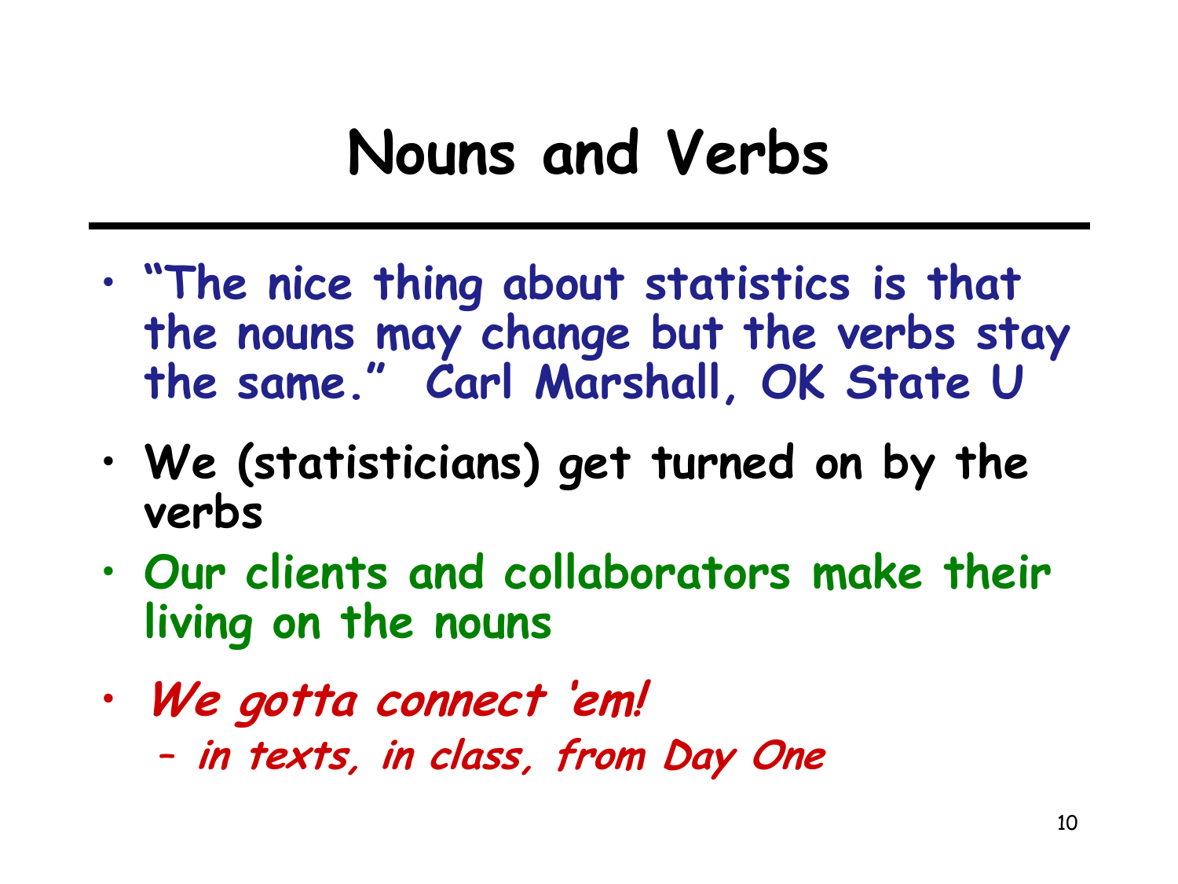# Nouns and Verbs

- "The nice thing about statistics is that the nouns may change but the verbs stay the same." Carl Marshall, OK State U
- We (statisticians) get turned on by the verbs
- Our clients and collaborators make their living on the nouns
- ***We gotta connect 'em!***
  - ***in texts, in class, from Day One***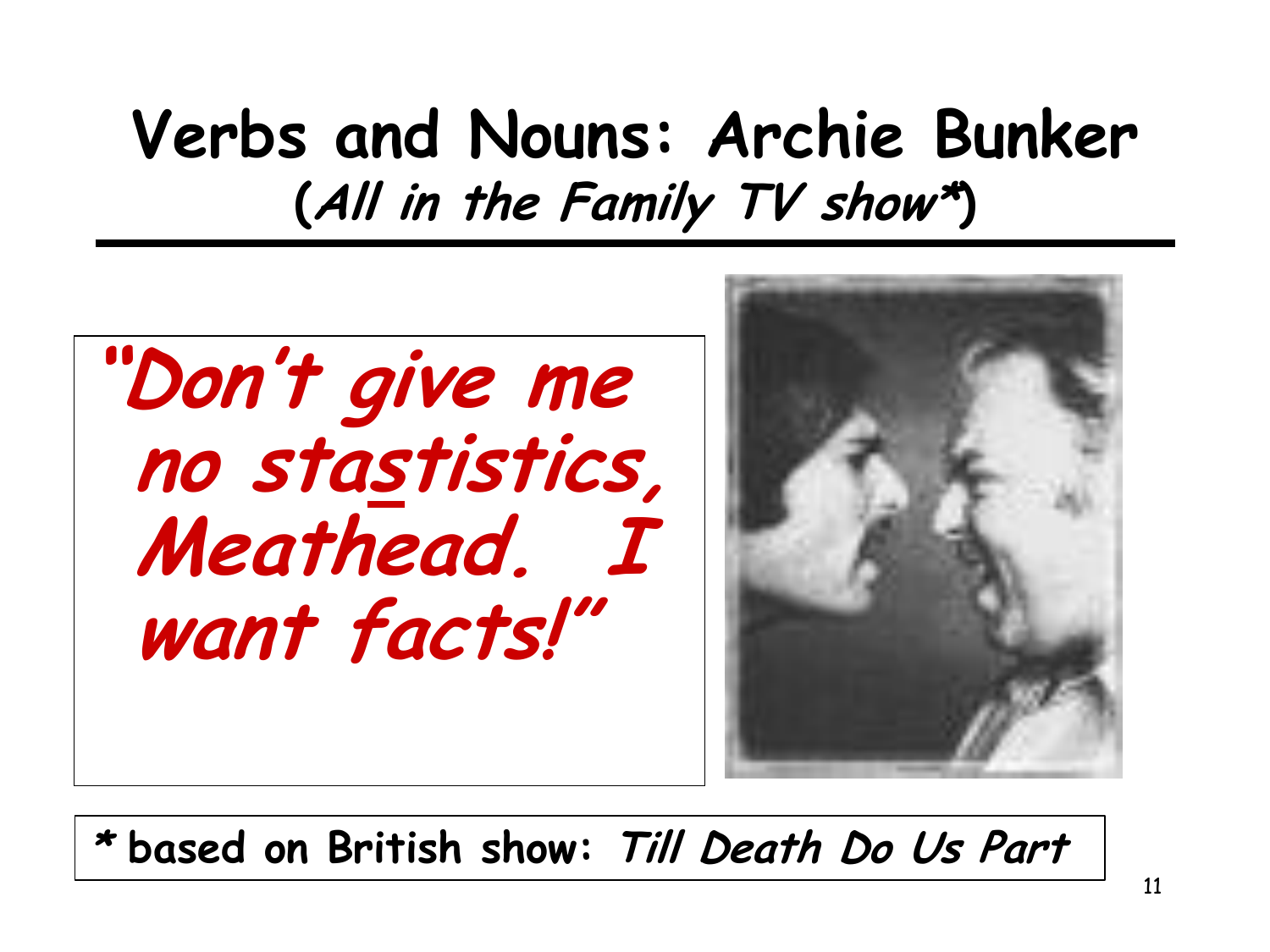# Verbs and Nouns: Archie Bunker
## (*All in the Family TV show**)

***"Don't give me no sta<u>s</u>tistics, Meathead. I want facts!"***

*** based on British show:** ***Till Death Do Us Part***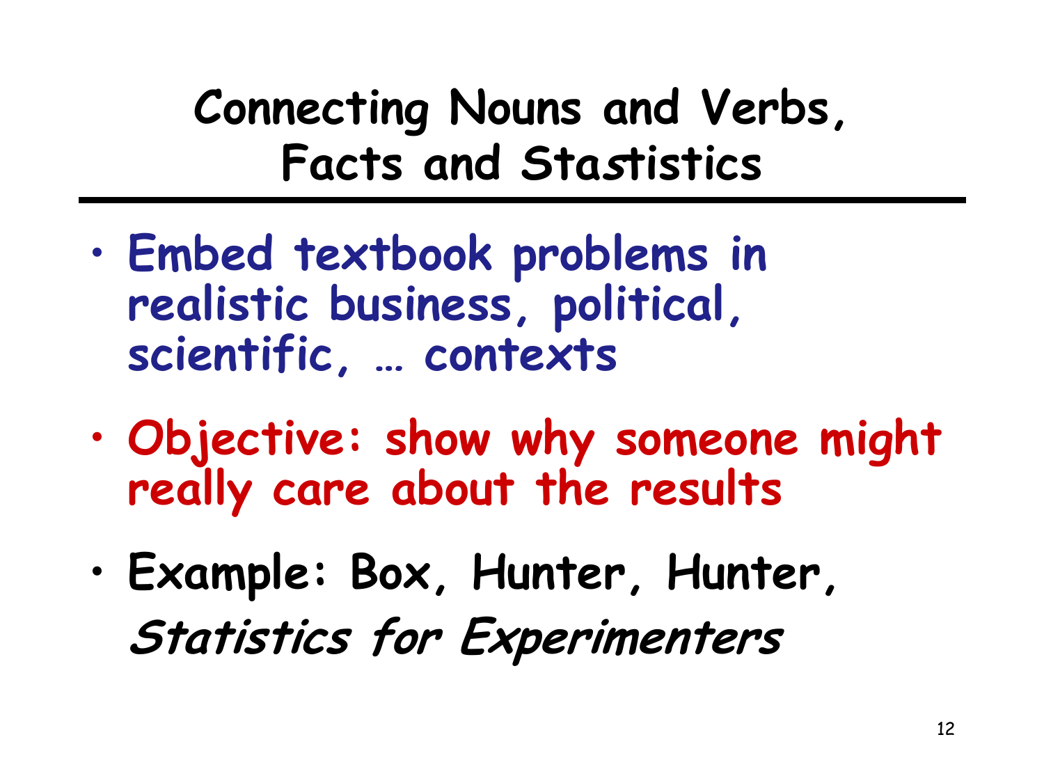# Connecting Nouns and Verbs, Facts and Stastistics

- Embed textbook problems in realistic business, political, scientific, … contexts
- Objective: show why someone might really care about the results
- Example: Box, Hunter, Hunter, *Statistics for Experimenters*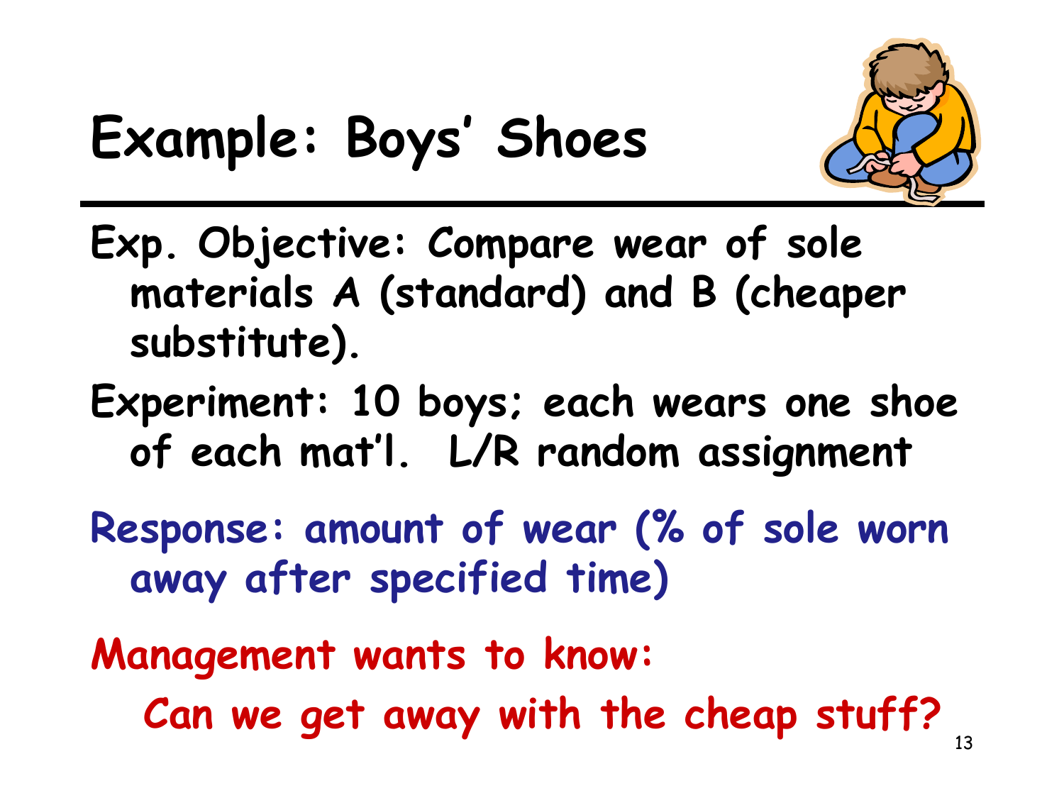# Example: Boys' Shoes

**Exp. Objective:** Compare wear of sole materials A (standard) and B (cheaper substitute).

**Experiment:** 10 boys; each wears one shoe of each mat'l. L/R random assignment

**Response:** amount of wear (% of sole worn away after specified time)

**Management wants to know:**

Can we get away with the cheap stuff?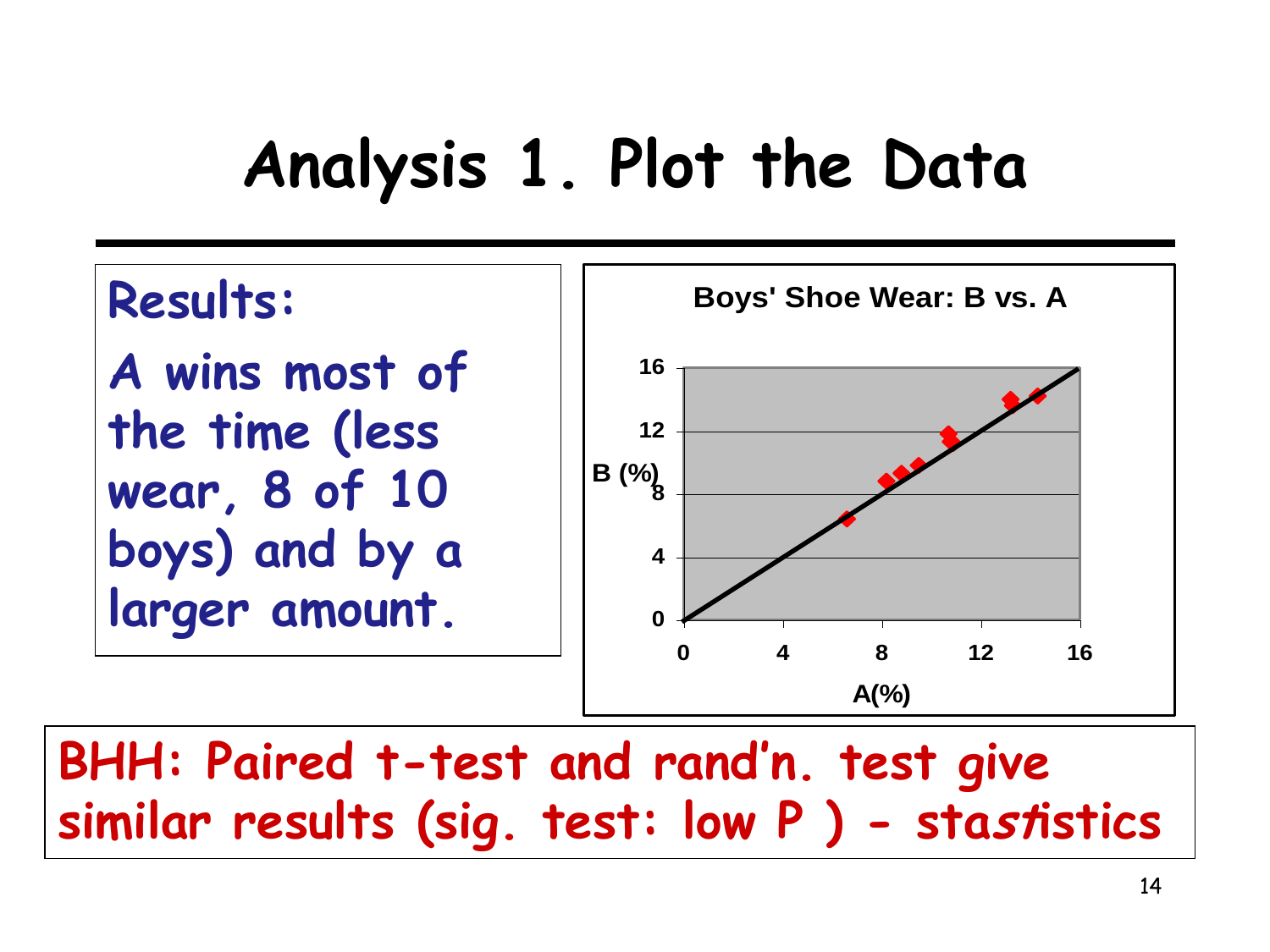# Analysis 1. Plot the Data

**Results:**

**A wins most of the time (less wear, 8 of 10 boys) and by a larger amount.**

Boys' Shoe Wear: B vs. A

B (%)

16
12
8
4
0

0 4 8 12 16

A(%)

**BHH: Paired t-test and rand'n. test give similar results (sig. test: low P ) - stastistics**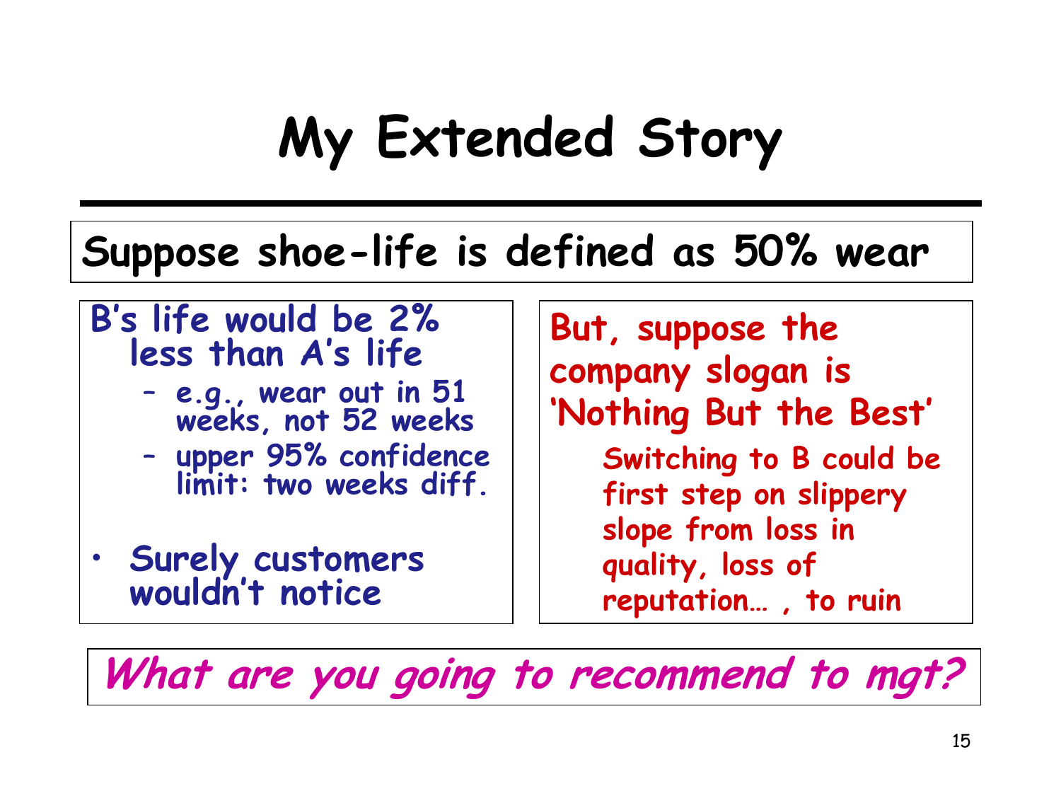# My Extended Story

**Suppose shoe-life is defined as 50% wear**

**B's life would be 2% less than A's life**

- e.g., wear out in 51 weeks, not 52 weeks
- upper 95% confidence limit: two weeks diff.

- Surely customers wouldn't notice

**But, suppose the company slogan is 'Nothing But the Best'**

Switching to B could be first step on slippery slope from loss in quality, loss of reputation… , to ruin

***What are you going to recommend to mgt?***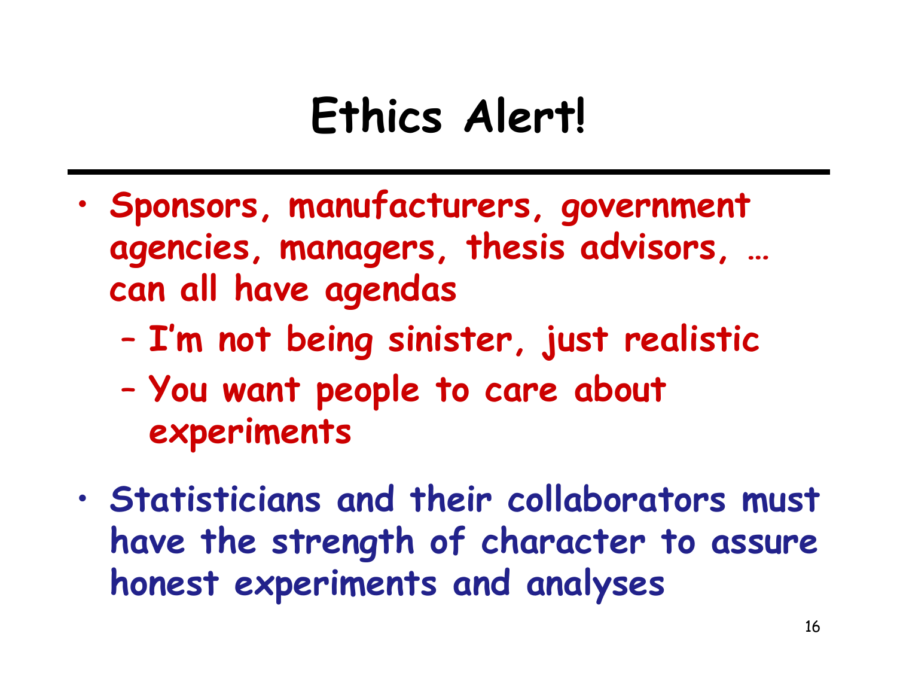# Ethics Alert!

- Sponsors, manufacturers, government agencies, managers, thesis advisors, … can all have agendas
  - I'm not being sinister, just realistic
  - You want people to care about experiments
- Statisticians and their collaborators must have the strength of character to assure honest experiments and analyses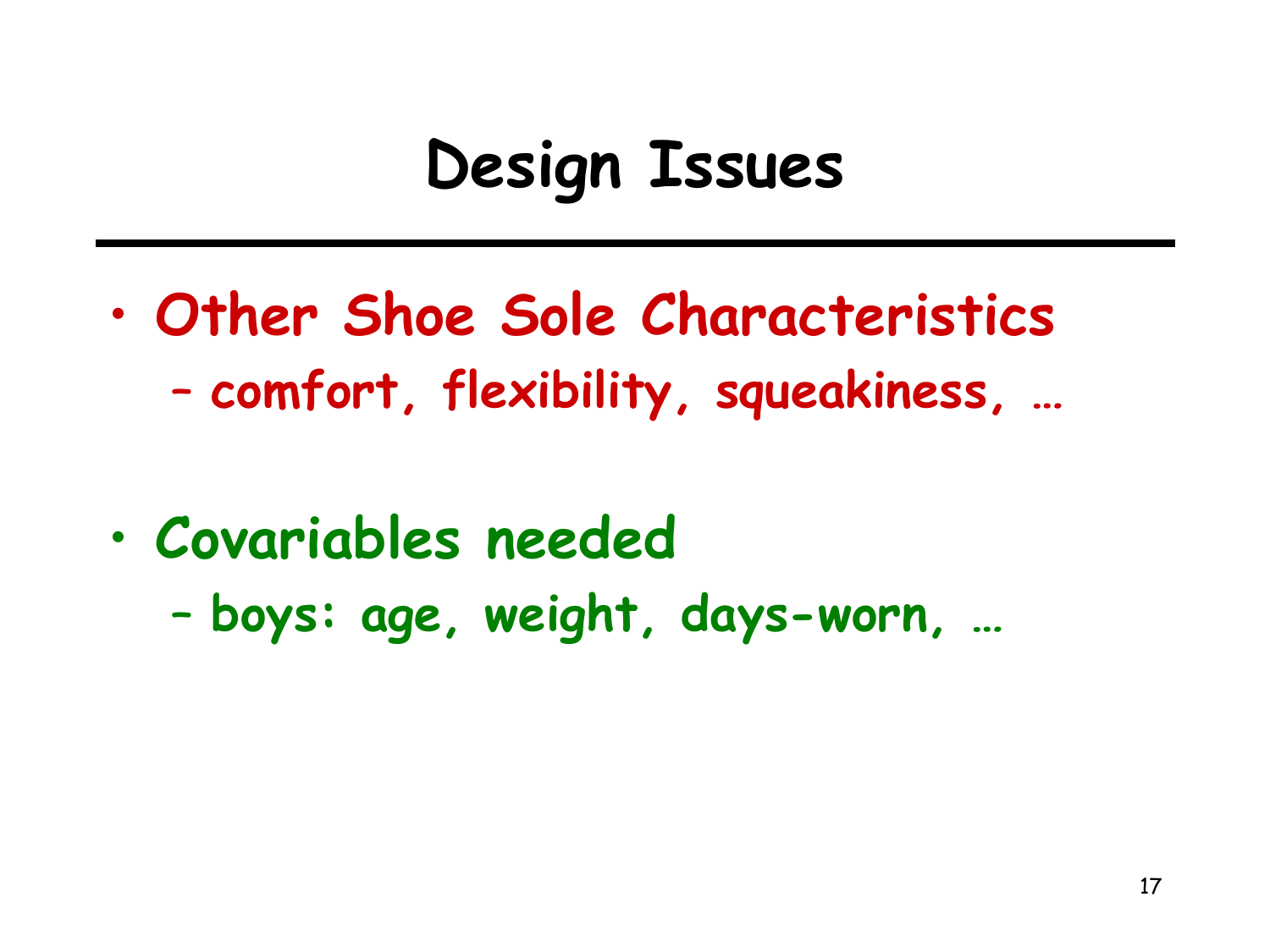# Design Issues

- **Other Shoe Sole Characteristics**
  - **comfort, flexibility, squeakiness, …**

- **Covariables needed**
  - **boys: age, weight, days-worn, …**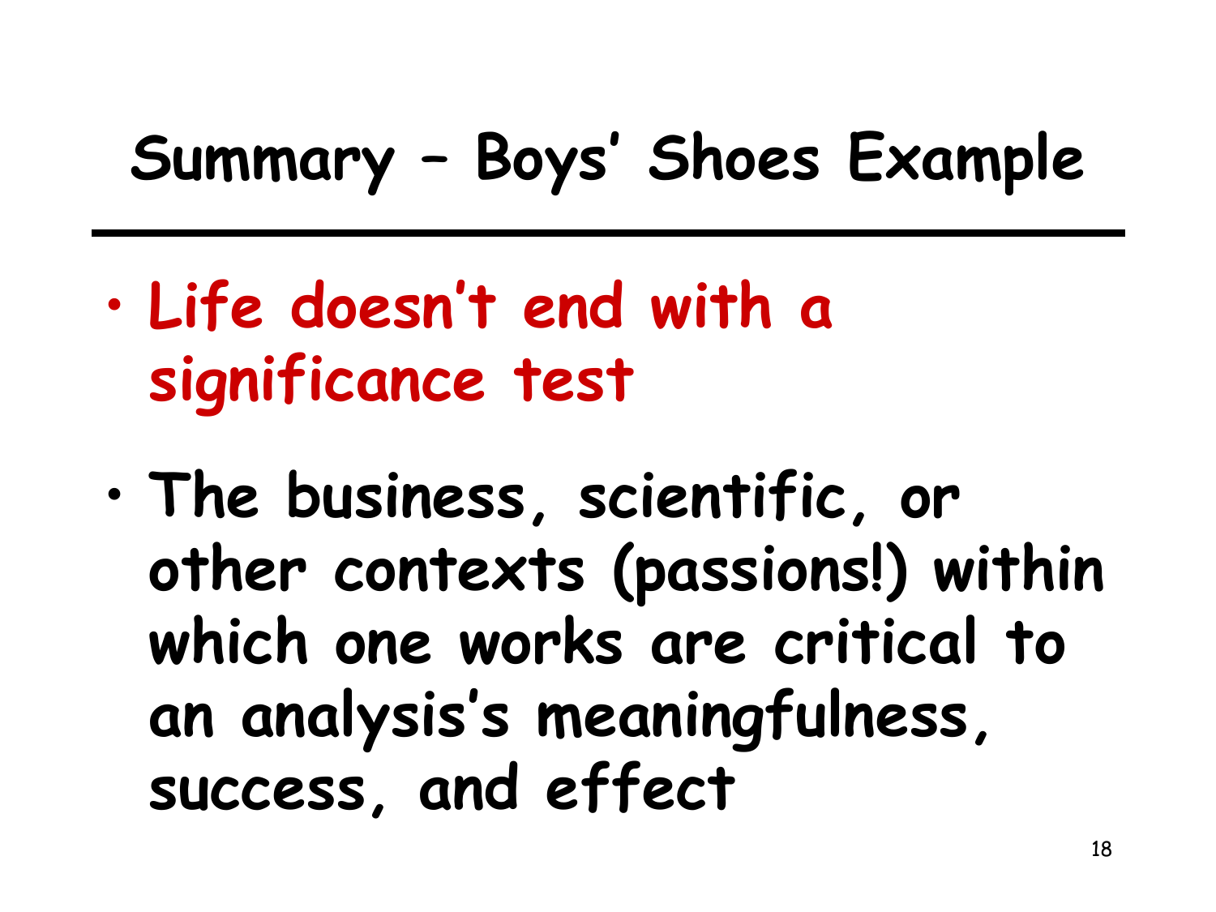# Summary – Boys' Shoes Example

- Life doesn't end with a significance test
- The business, scientific, or other contexts (passions!) within which one works are critical to an analysis's meaningfulness, success, and effect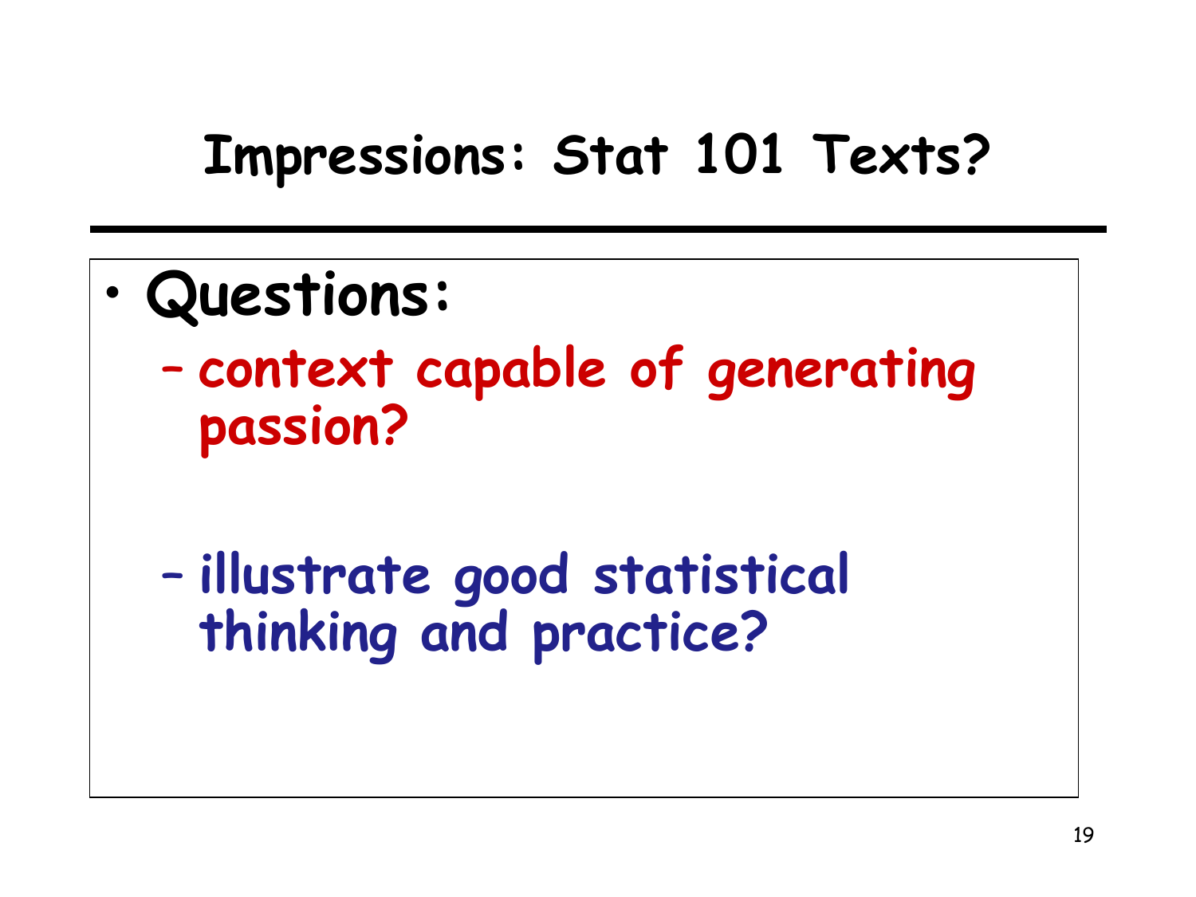# Impressions: Stat 101 Texts?

- **Questions:**
  - **context capable of generating passion?**
  - **illustrate good statistical thinking and practice?**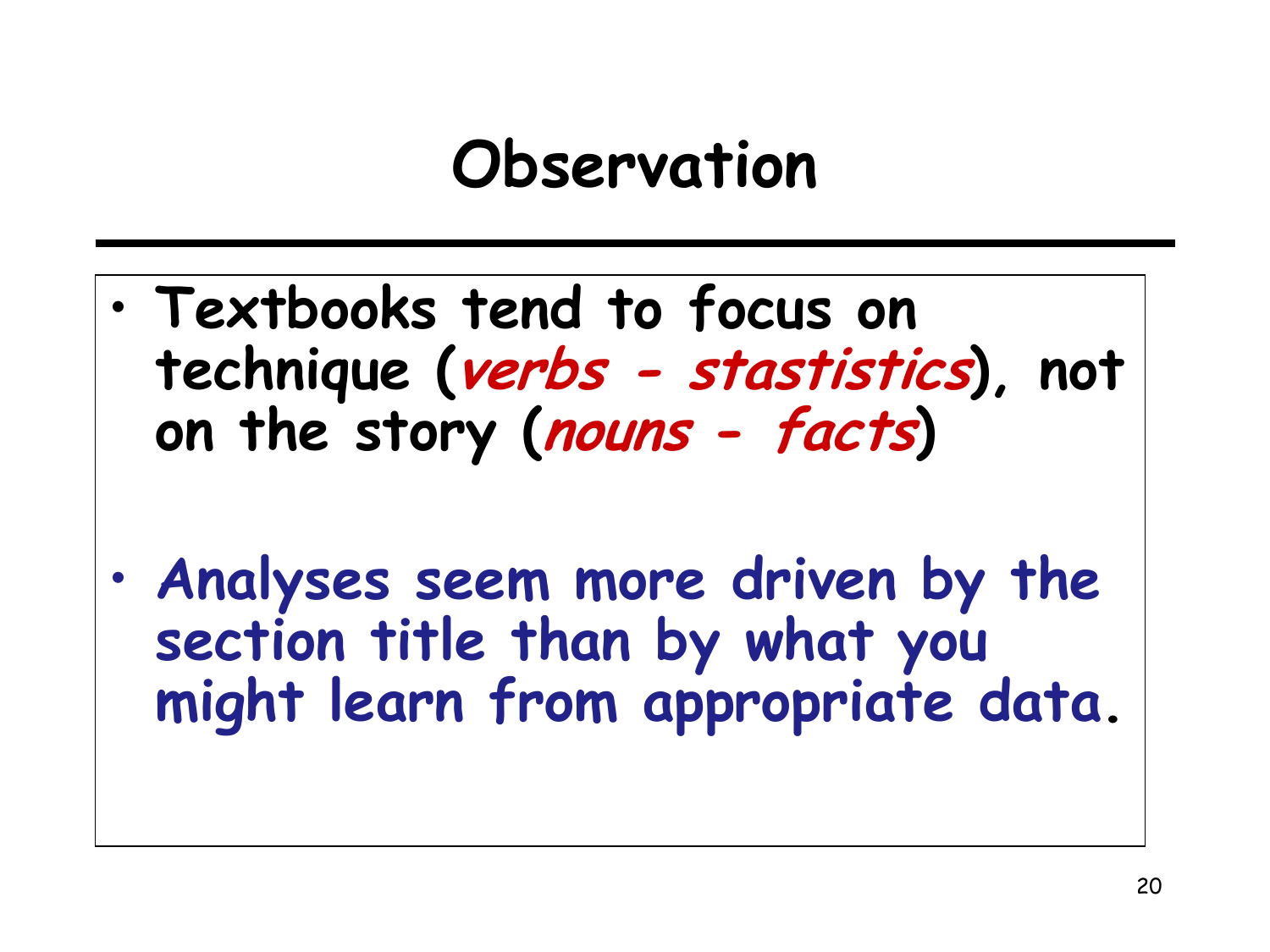# Observation

- **Textbooks tend to focus on technique (*verbs - stastistics*), not on the story (*nouns - facts*)**

- ***Analyses seem more driven by the section title than by what you might learn from appropriate data.***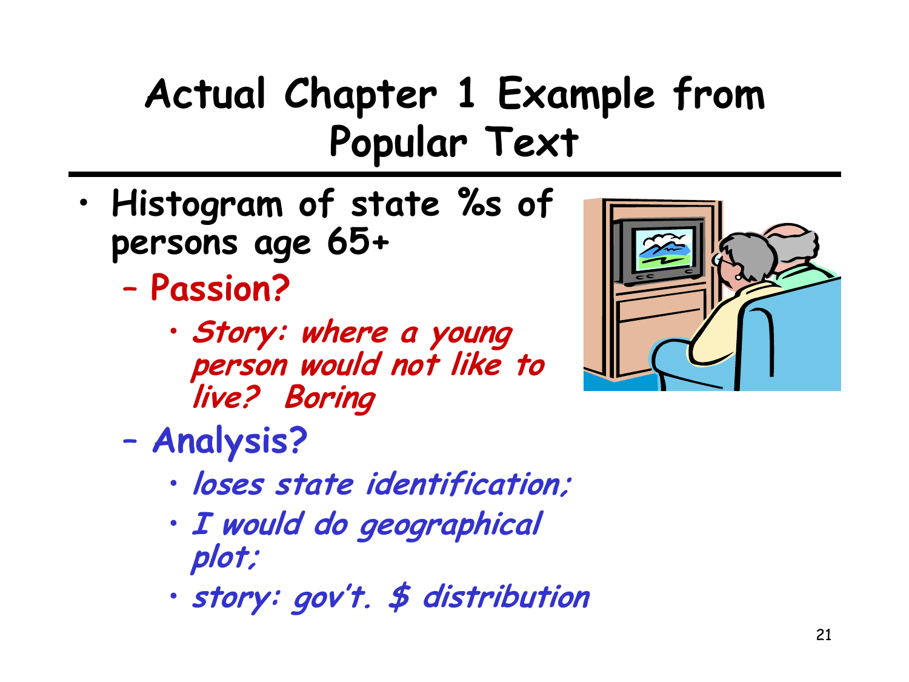# Actual Chapter 1 Example from Popular Text

- **Histogram of state %s of persons age 65+**
  - **Passion?**
    - ***Story: where a young person would not like to live? Boring***
  - **Analysis?**
    - ***loses state identification;***
    - ***I would do geographical plot;***
    - ***story: gov't. $ distribution***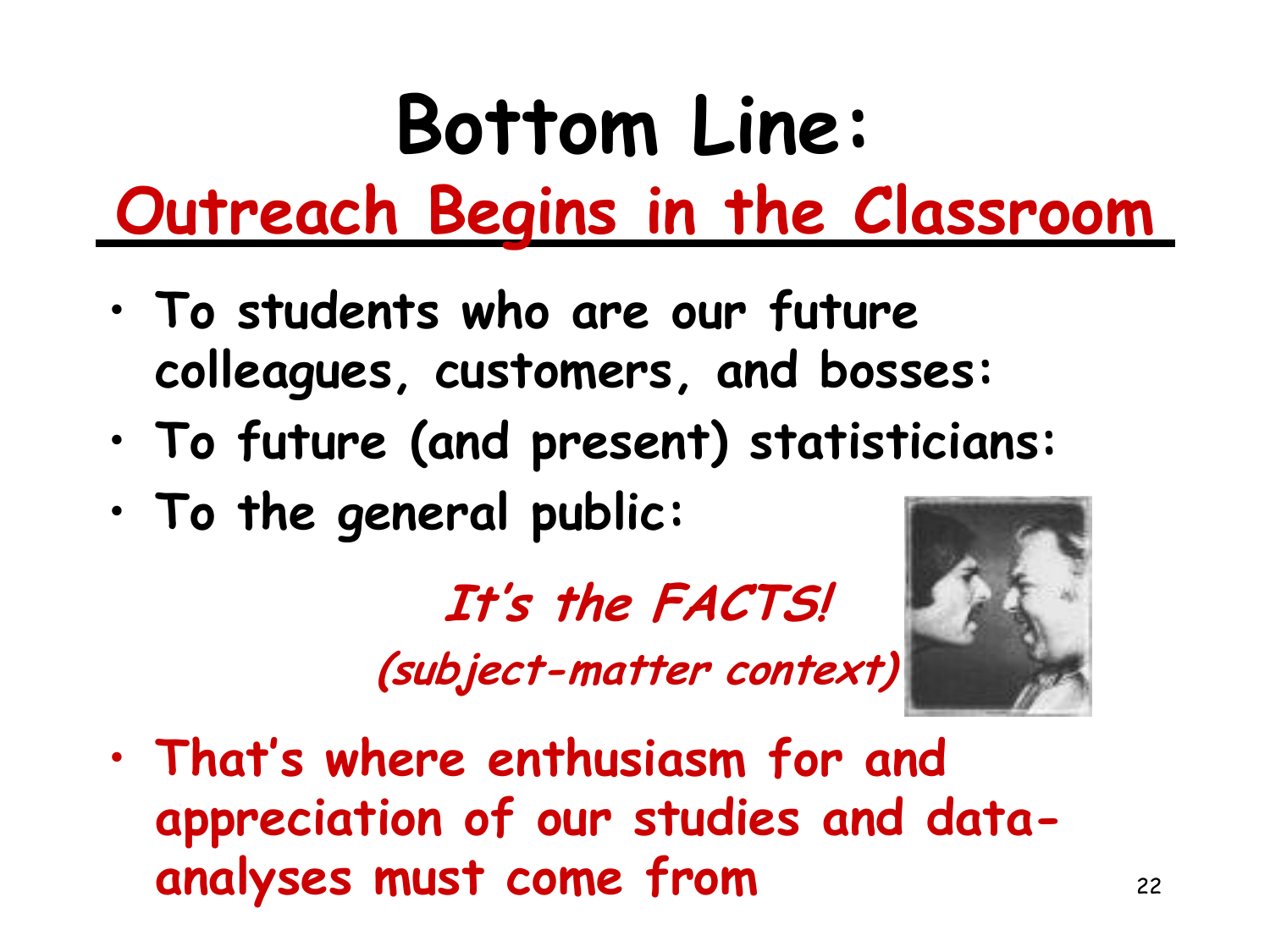# Bottom Line:

## Outreach Begins in the Classroom

- **To students who are our future colleagues, customers, and bosses:**
- **To future (and present) statisticians:**
- **To the general public:**

***It's the FACTS!***

***(subject-matter context)***

- **That's where enthusiasm for and appreciation of our studies and data-analyses must come from**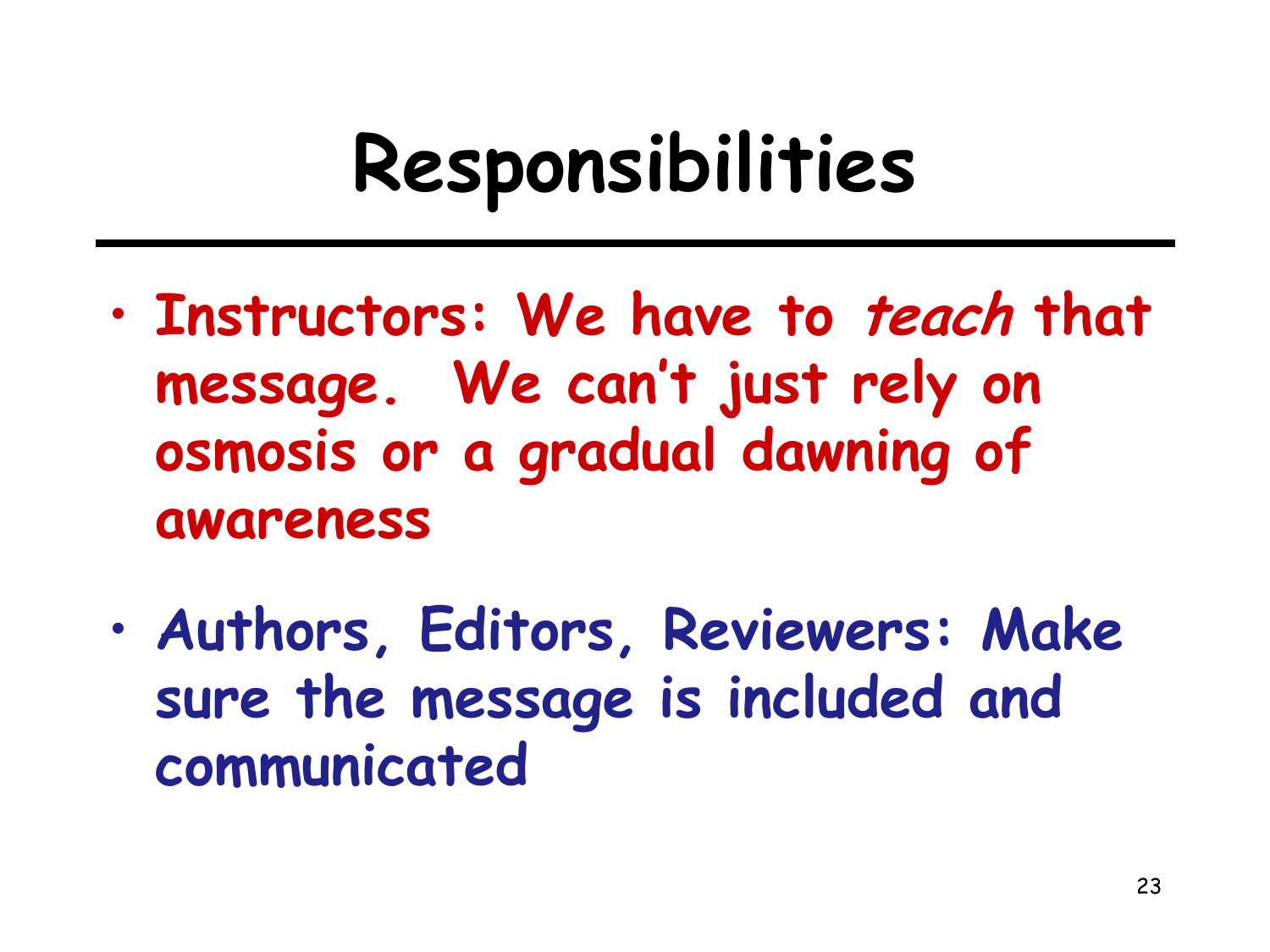# Responsibilities

- Instructors: We have to *teach* that message. We can't just rely on osmosis or a gradual dawning of awareness
- Authors, Editors, Reviewers: Make sure the message is included and communicated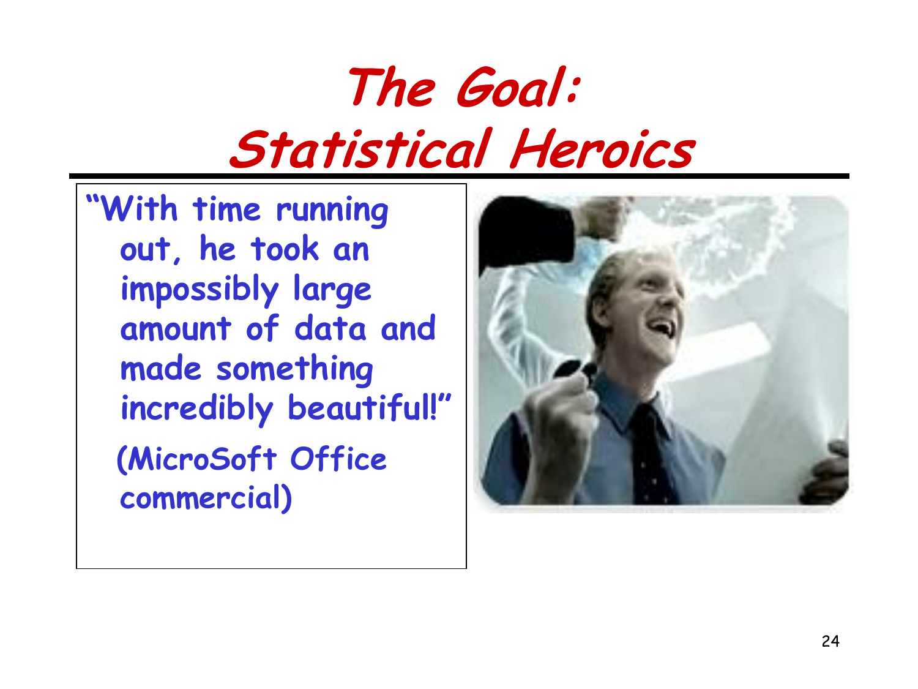# The Goal: Statistical Heroics

"With time running out, he took an impossibly large amount of data and made something incredibly beautiful!"

(MicroSoft Office commercial)